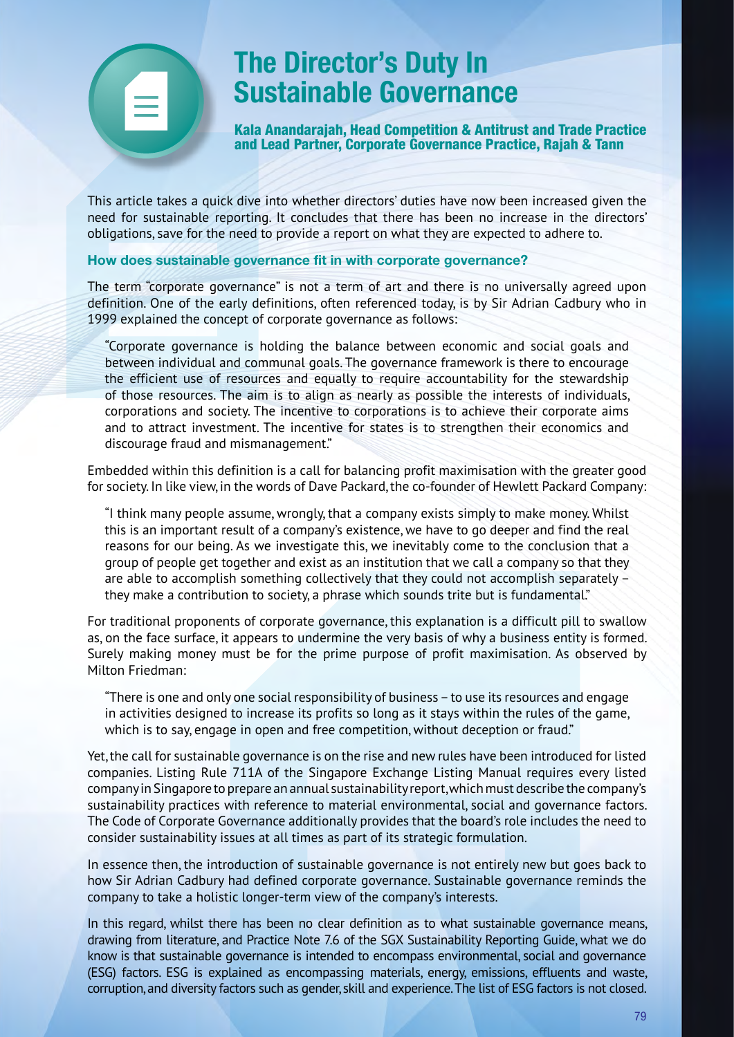# The Director's Duty In Sustainable Governance

**Kala Anandarajah, Head Competition & Antitrust and Trade Practice and Lead Partner, Corporate Governance Practice, Rajah & Tann**

This article takes a quick dive into whether directors' duties have now been increased given the need for sustainable reporting. It concludes that there has been no increase in the directors' obligations, save for the need to provide a report on what they are expected to adhere to.

### How does sustainable governance fit in with corporate governance?

The term "corporate governance" is not a term of art and there is no universally agreed upon definition. One of the early definitions, often referenced today, is by Sir Adrian Cadbury who in 1999 explained the concept of corporate governance as follows:

> "Corporate governance is holding the balance between economic and social goals and between individual and communal goals. The governance framework is there to encourage the efficient use of resources and equally to require accountability for the stewardship of those resources. The aim is to align as nearly as possible the interests of individuals, corporations and society. The incentive to corporations is to achieve their corporate aims and to attract investment. The incentive for states is to strengthen their economics and discourage fraud and mismanagement."

Embedded within this definition is a call for balancing profit maximisation with the greater good for society. In like view, in the words of Dave Packard, the co-founder of Hewlett Packard Company:

> "I think many people assume, wrongly, that a company exists simply to make money. Whilst this is an important result of a company's existence, we have to go deeper and find the real reasons for our being. As we investigate this, we inevitably come to the conclusion that a group of people get together and exist as an institution that we call a company so that they are able to accomplish something collectively that they could not accomplish separately – they make a contribution to society, a phrase which sounds trite but is fundamental."

For traditional proponents of corporate governance, this explanation is a difficult pill to swallow as, on the face surface, it appears to undermine the very basis of why a business entity is formed. Surely making money must be for the prime purpose of profit maximisation. As observed by Milton Friedman:

> "There is one and only one social responsibility of business – to use its resources and engage in activities designed to increase its profits so long as it stays within the rules of the game, which is to say, engage in open and free competition, without deception or fraud."

Yet, the call for sustainable governance is on the rise and new rules have been introduced for listed companies. Listing Rule 711A of the Singapore Exchange Listing Manual requires every listed company in Singapore to prepare an annual sustainability report, which must describe the company's sustainability practices with reference to material environmental, social and governance factors. The Code of Corporate Governance additionally provides that the board's role includes the need to consider sustainability issues at all times as part of its strategic formulation.

In essence then, the introduction of sustainable governance is not entirely new but goes back to how Sir Adrian Cadbury had defined corporate governance. Sustainable governance reminds the company to take a holistic longer-term view of the company's interests.

In this regard, whilst there has been no clear definition as to what sustainable governance means, drawing from literature, and Practice Note 7.6 of the SGX Sustainability Reporting Guide, what we do know is that sustainable governance is intended to encompass environmental, social and governance (ESG) factors. ESG is explained as encompassing materials, energy, emissions, effluents and waste, corruption, and diversity factors such as gender, skill and experience. The list of ESG factors is not closed.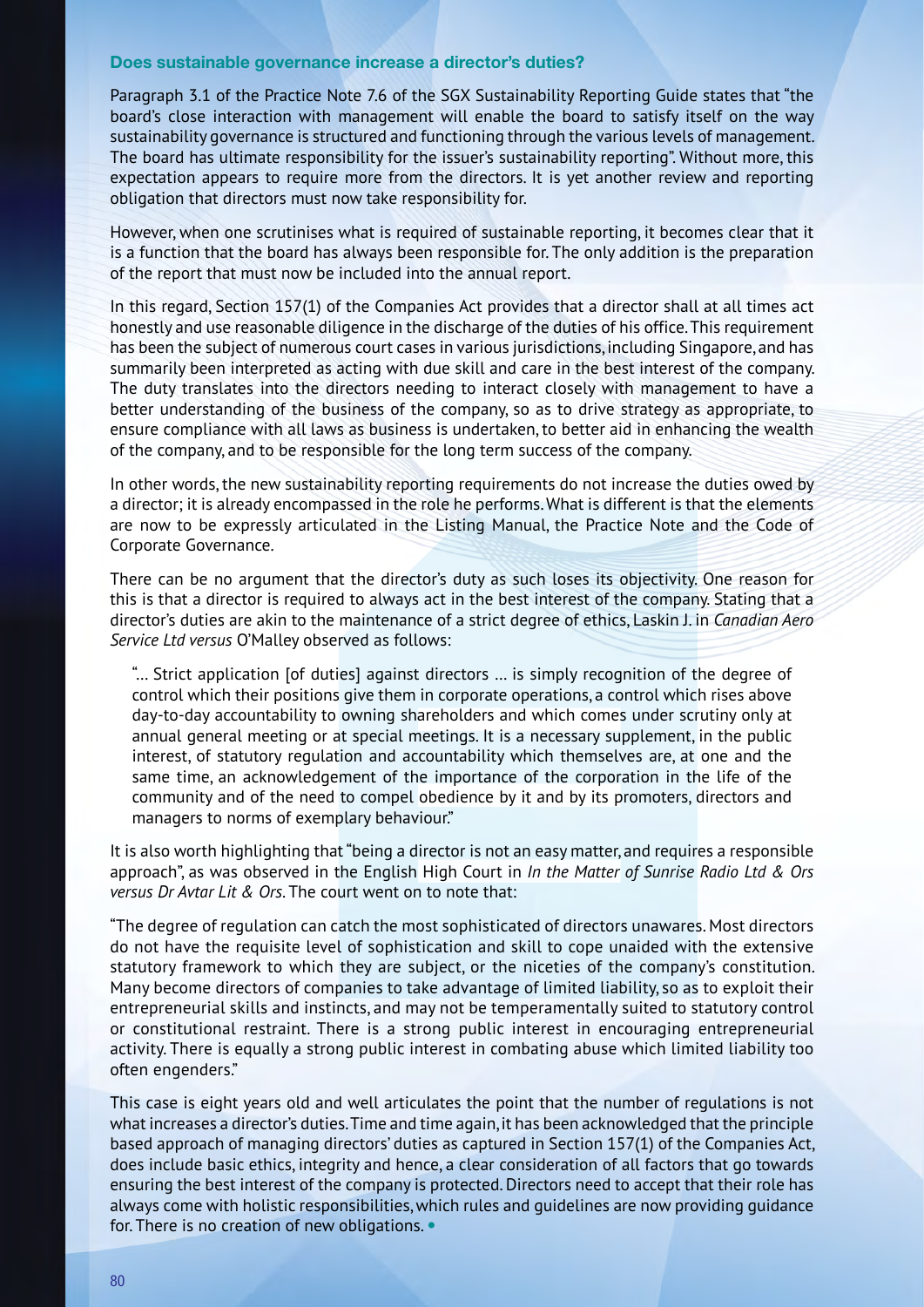### Does sustainable governance increase a director's duties?

Paragraph 3.1 of the Practice Note 7.6 of the SGX Sustainability Reporting Guide states that "the board's close interaction with management will enable the board to satisfy itself on the way sustainability governance is structured and functioning through the various levels of management. The board has ultimate responsibility for the issuer's sustainability reporting". Without more, this expectation appears to require more from the directors. It is yet another review and reporting obligation that directors must now take responsibility for.

However, when one scrutinises what is required of sustainable reporting, it becomes clear that it is a function that the board has always been responsible for. The only addition is the preparation of the report that must now be included into the annual report.

In this regard, Section 157(1) of the Companies Act provides that a director shall at all times act honestly and use reasonable diligence in the discharge of the duties of his office. This requirement has been the subject of numerous court cases in various jurisdictions, including Singapore, and has summarily been interpreted as acting with due skill and care in the best interest of the company. The duty translates into the directors needing to interact closely with management to have a better understanding of the business of the company, so as to drive strategy as appropriate, to ensure compliance with all laws as business is undertaken, to better aid in enhancing the wealth of the company, and to be responsible for the long term success of the company.

In other words, the new sustainability reporting requirements do not increase the duties owed by a director; it is already encompassed in the role he performs. What is different is that the elements are now to be expressly articulated in the Listing Manual, the Practice Note and the Code of Corporate Governance.

There can be no argument that the director's duty as such loses its objectivity. One reason for this is that a director is required to always act in the best interest of the company. Stating that a director's duties are akin to the maintenance of a strict degree of ethics, Laskin J. in *Canadian Aero Service Ltd versus* O'Malley observed as follows:

> "… Strict application [of duties] against directors … is simply recognition of the degree of control which their positions give them in corporate operations, a control which rises above day-to-day accountability to owning shareholders and which comes under scrutiny only at annual general meeting or at special meetings. It is a necessary supplement, in the public interest, of statutory regulation and accountability which themselves are, at one and the same time, an acknowledgement of the importance of the corporation in the life of the community and of the need to compel obedience by it and by its promoters, directors and managers to norms of exemplary behaviour."

It is also worth highlighting that "being a director is not an easy matter, and requires a responsible approach", as was observed in the English High Court in *In the Matter of Sunrise Radio Ltd & Ors versus Dr Avtar Lit & Ors*. The court went on to note that:

"The degree of regulation can catch the most sophisticated of directors unawares. Most directors do not have the requisite level of sophistication and skill to cope unaided with the extensive statutory framework to which they are subject, or the niceties of the company's constitution. Many become directors of companies to take advantage of limited liability, so as to exploit their entrepreneurial skills and instincts, and may not be temperamentally suited to statutory control or constitutional restraint. There is a strong public interest in encouraging entrepreneurial activity. There is equally a strong public interest in combating abuse which limited liability too often engenders."

This case is eight years old and well articulates the point that the number of regulations is not what increases a director's duties. Time and time again, it has been acknowledged that the principle based approach of managing directors' duties as captured in Section 157(1) of the Companies Act, does include basic ethics, integrity and hence, a clear consideration of all factors that go towards ensuring the best interest of the company is protected. Directors need to accept that their role has always come with holistic responsibilities, which rules and guidelines are now providing guidance for. There is no creation of new obligations. •